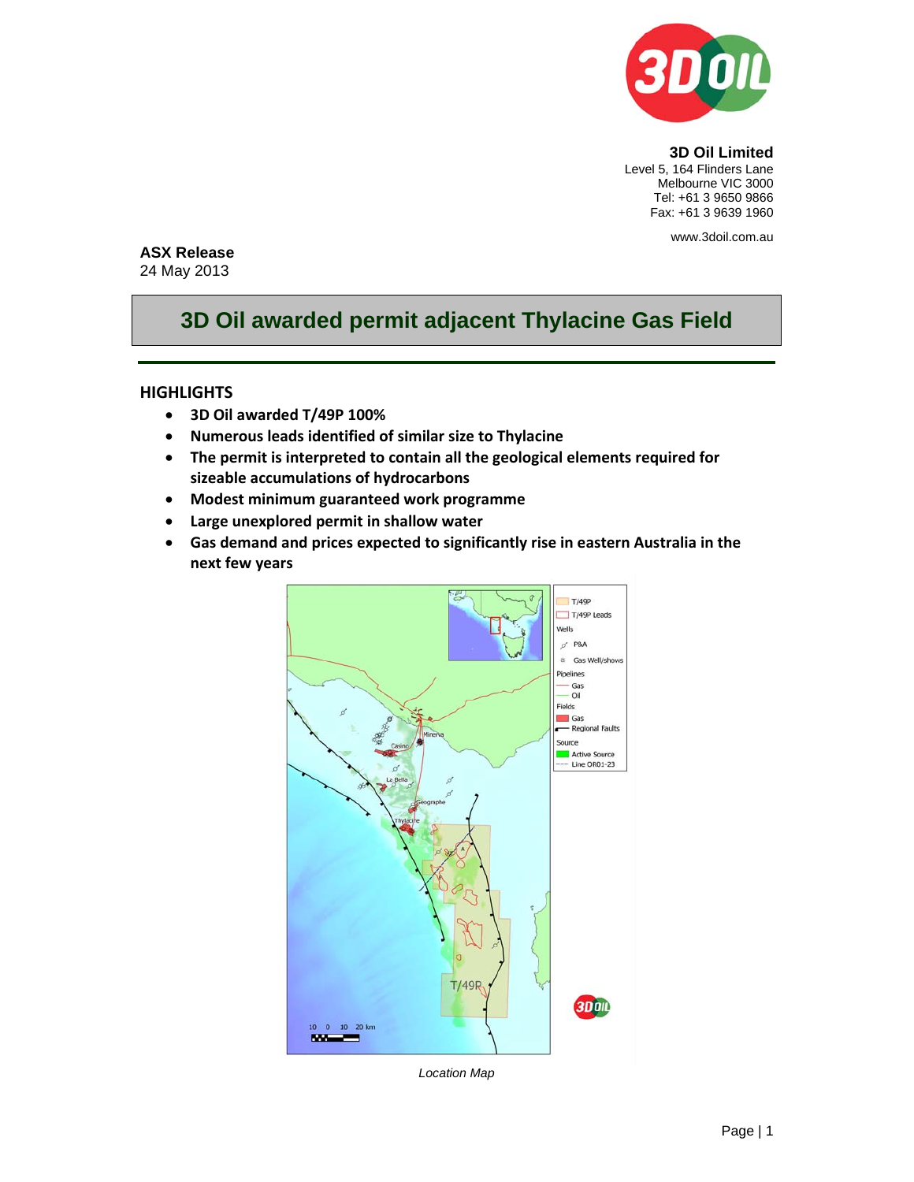**3D Oil Limited**
Level 5, 164 Flinders Lane
Melbourne VIC 3000
Tel: +61 3 9650 9866
Fax: +61 3 9639 1960

www.3doil.com.au

**ASX Release**
24 May 2013

# 3D Oil awarded permit adjacent Thylacine Gas Field

## HIGHLIGHTS

- **3D Oil awarded T/49P 100%**
- **Numerous leads identified of similar size to Thylacine**
- **The permit is interpreted to contain all the geological elements required for sizeable accumulations of hydrocarbons**
- **Modest minimum guaranteed work programme**
- **Large unexplored permit in shallow water**
- **Gas demand and prices expected to significantly rise in eastern Australia in the next few years**

*Location Map*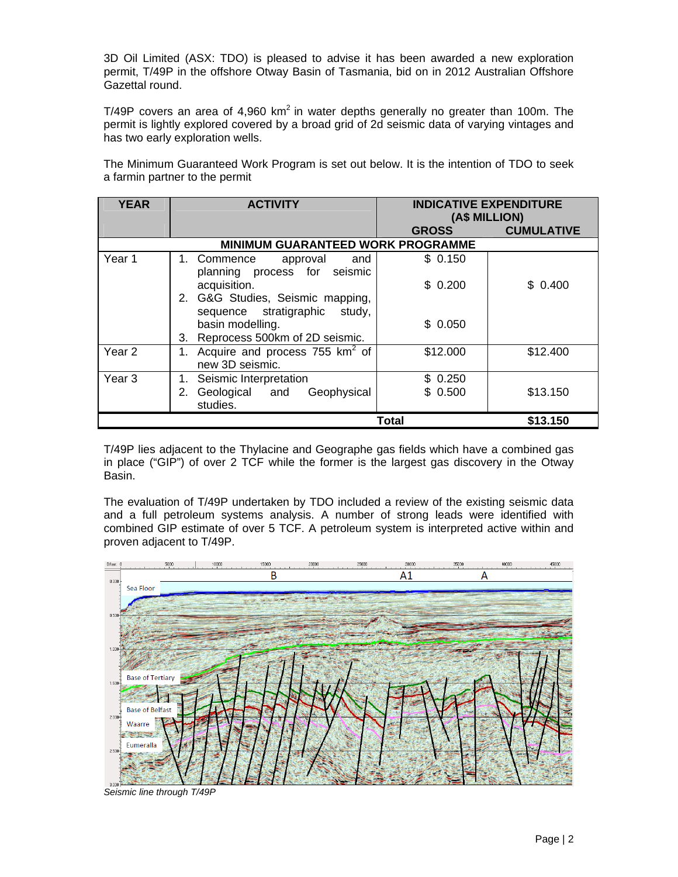3D Oil Limited (ASX: TDO) is pleased to advise it has been awarded a new exploration permit, T/49P in the offshore Otway Basin of Tasmania, bid on in 2012 Australian Offshore Gazettal round.

T/49P covers an area of 4,960 km$^2$ in water depths generally no greater than 100m. The permit is lightly explored covered by a broad grid of 2d seismic data of varying vintages and has two early exploration wells.

The Minimum Guaranteed Work Program is set out below. It is the intention of TDO to seek a farmin partner to the permit

| YEAR | ACTIVITY | INDICATIVE EXPENDITURE (A$ MILLION) | |
|---|---|---|---|
| | | GROSS | CUMULATIVE |
| **MINIMUM GUARANTEED WORK PROGRAMME** | | | |
| Year 1 | 1. Commence approval and planning process for seismic acquisition.<br>2. G&G Studies, Seismic mapping, sequence stratigraphic study, basin modelling.<br>3. Reprocess 500km of 2D seismic. | $ 0.150<br>$ 0.200<br>$ 0.050 | $ 0.400 |
| Year 2 | 1. Acquire and process 755 km$^2$ of new 3D seismic. | $12.000 | $12.400 |
| Year 3 | 1. Seismic Interpretation<br>2. Geological and Geophysical studies. | $ 0.250<br>$ 0.500 | $13.150 |
| | | **Total** | **$13.150** |

T/49P lies adjacent to the Thylacine and Geographe gas fields which have a combined gas in place ("GIP") of over 2 TCF while the former is the largest gas discovery in the Otway Basin.

The evaluation of T/49P undertaken by TDO included a review of the existing seismic data and a full petroleum systems analysis. A number of strong leads were identified with combined GIP estimate of over 5 TCF. A petroleum system is interpreted active within and proven adjacent to T/49P.

*Seismic line through T/49P*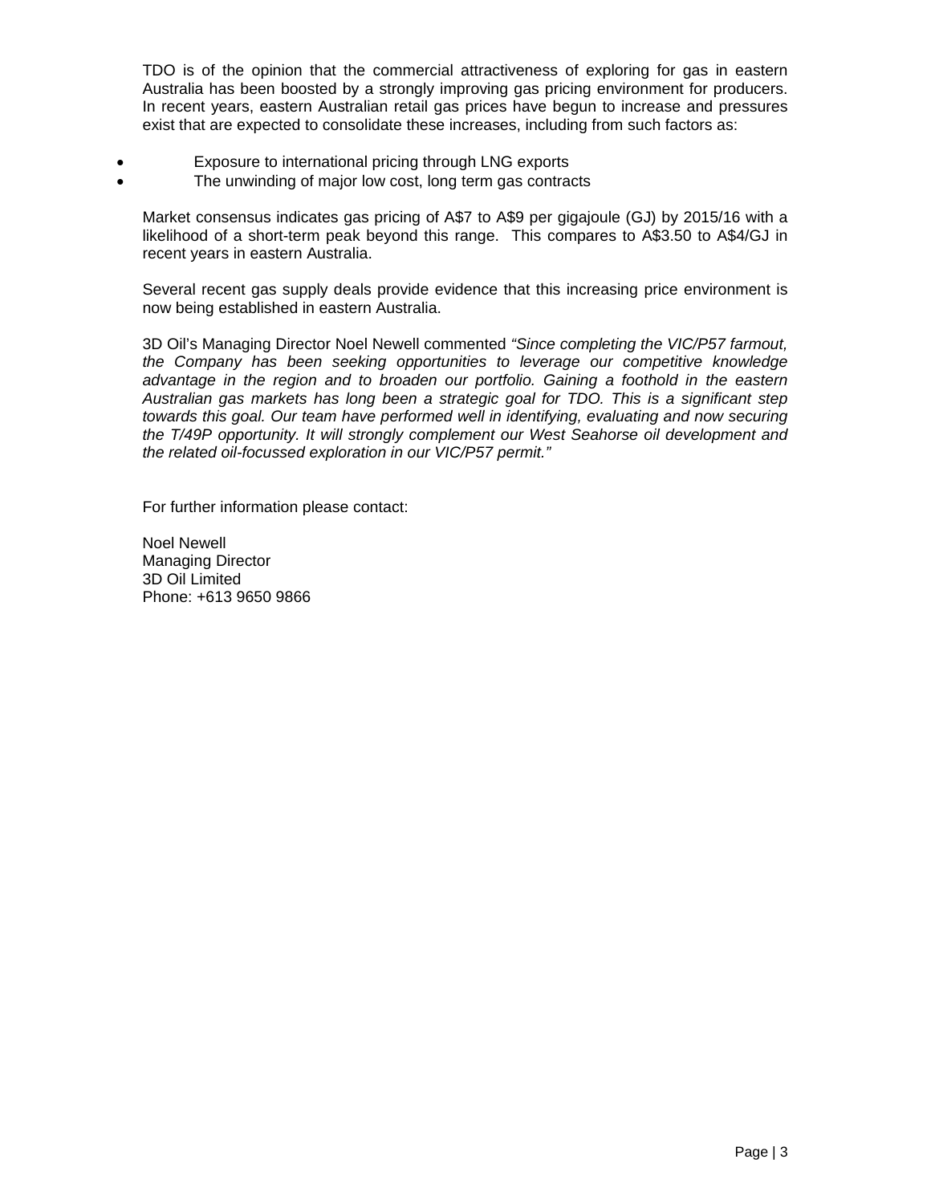TDO is of the opinion that the commercial attractiveness of exploring for gas in eastern Australia has been boosted by a strongly improving gas pricing environment for producers. In recent years, eastern Australian retail gas prices have begun to increase and pressures exist that are expected to consolidate these increases, including from such factors as:

- Exposure to international pricing through LNG exports
- The unwinding of major low cost, long term gas contracts

Market consensus indicates gas pricing of A$7 to A$9 per gigajoule (GJ) by 2015/16 with a likelihood of a short-term peak beyond this range. This compares to A$3.50 to A$4/GJ in recent years in eastern Australia.

Several recent gas supply deals provide evidence that this increasing price environment is now being established in eastern Australia.

3D Oil's Managing Director Noel Newell commented *"Since completing the VIC/P57 farmout, the Company has been seeking opportunities to leverage our competitive knowledge advantage in the region and to broaden our portfolio. Gaining a foothold in the eastern Australian gas markets has long been a strategic goal for TDO. This is a significant step towards this goal. Our team have performed well in identifying, evaluating and now securing the T/49P opportunity. It will strongly complement our West Seahorse oil development and the related oil-focussed exploration in our VIC/P57 permit."*

For further information please contact:

Noel Newell
Managing Director
3D Oil Limited
Phone: +613 9650 9866